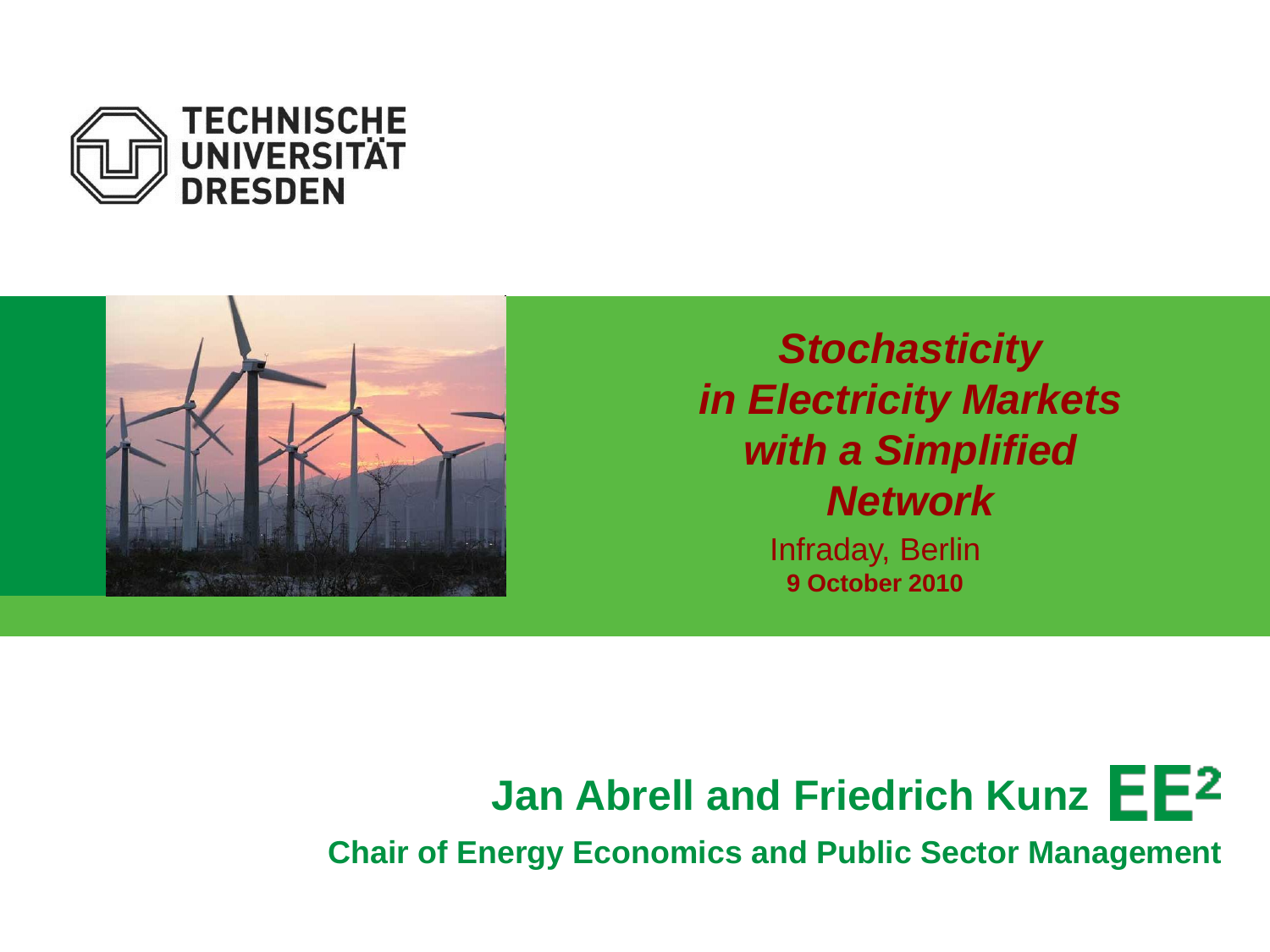TECHNISCHE UNIVERSITÄT DRESDEN

# *Stochasticity in Electricity Markets with a Simplified Network*

Infraday, Berlin

**9 October 2010**

**Jan Abrell and Friedrich Kunz** EE²

**Chair of Energy Economics and Public Sector Management**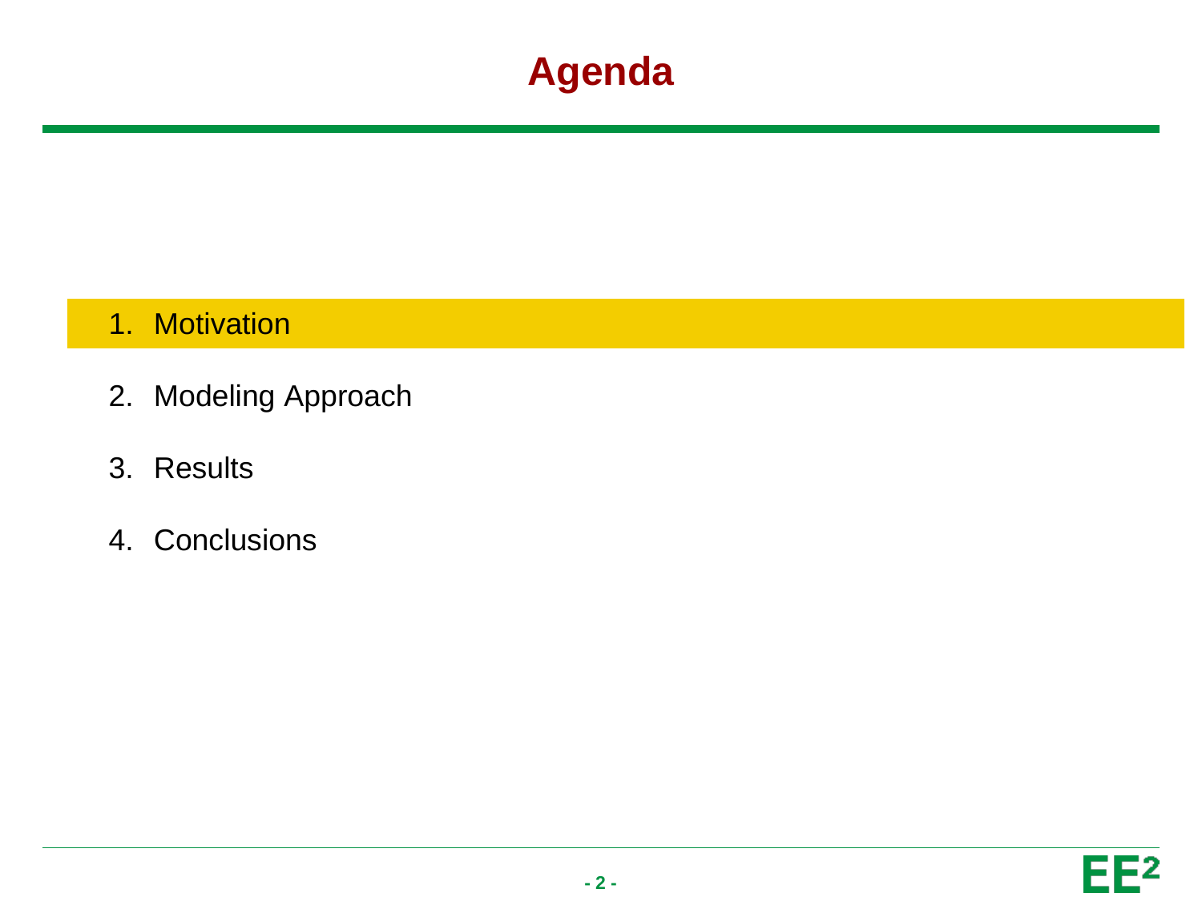# Agenda

1. Motivation
2. Modeling Approach
3. Results
4. Conclusions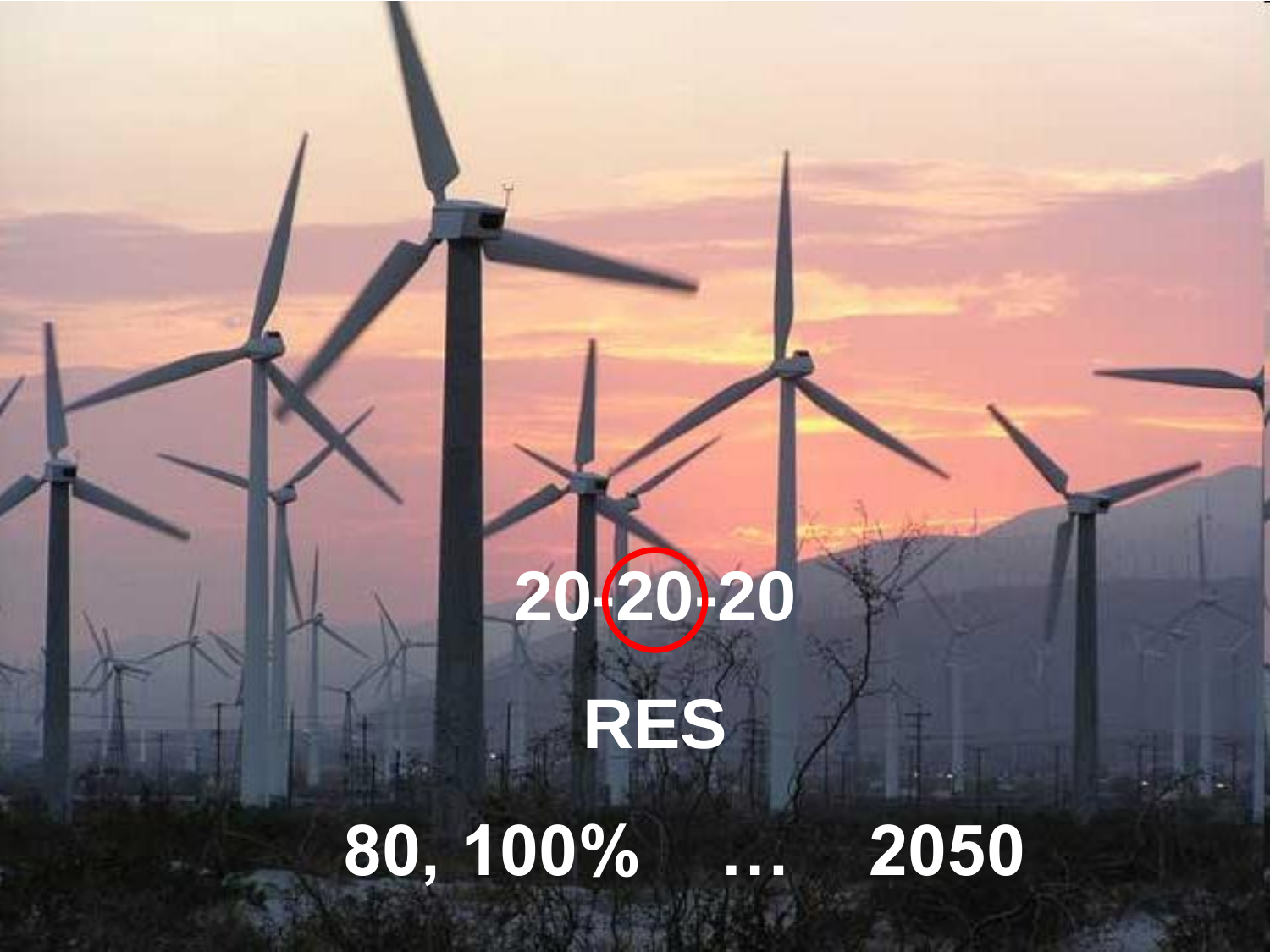20-20-20

RES

80, 100% … 2050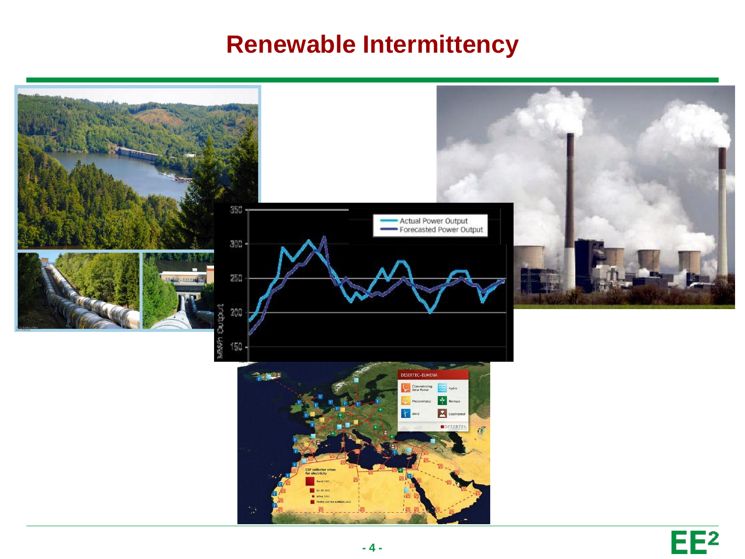# Renewable Intermittency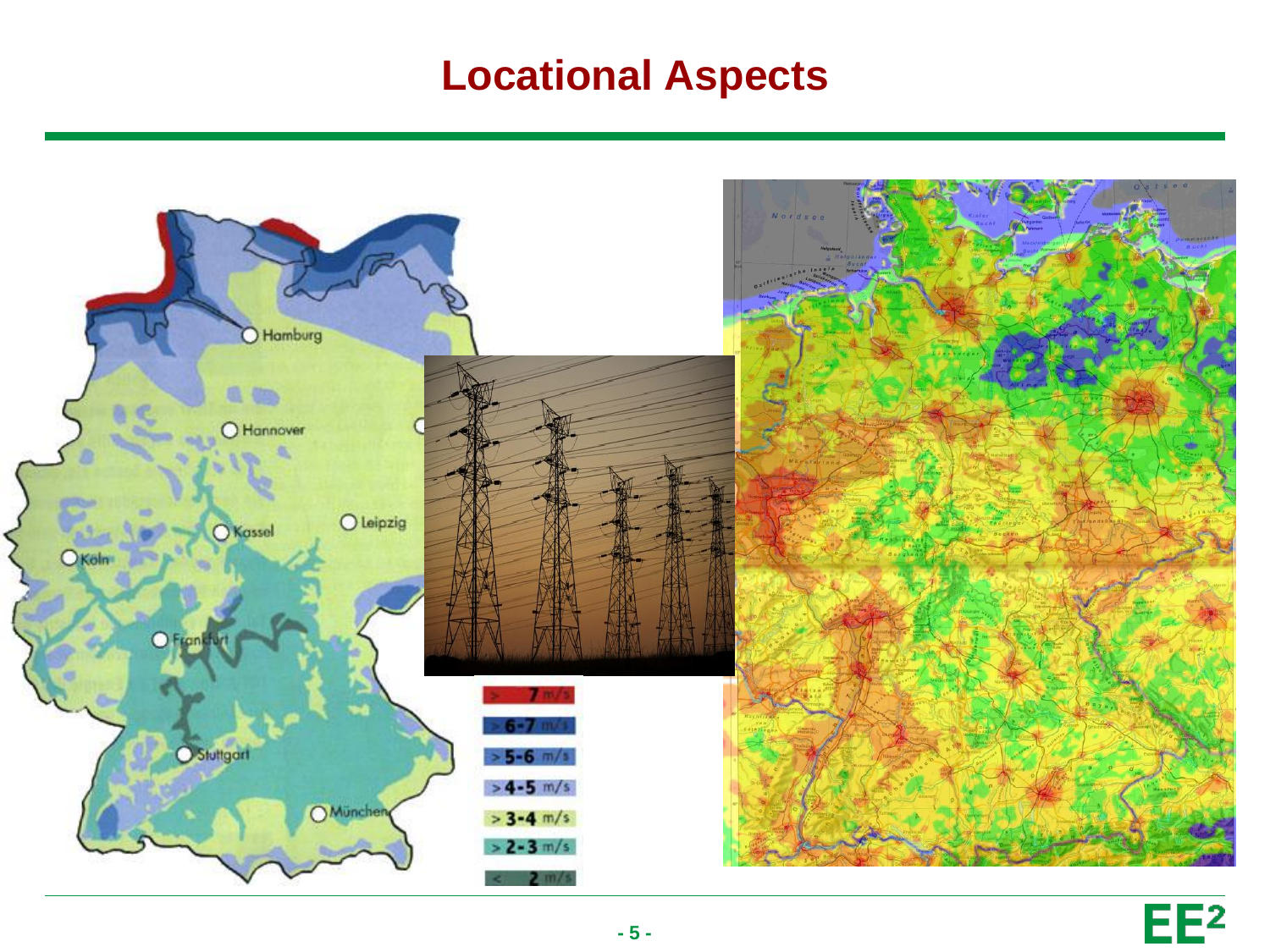# Locational Aspects

Hamburg
Hannover
Kassel
Leipzig
Köln
Frankfurt
Stuttgart
München

| |
|---|
| > 7 m/s |
| > 6-7 m/s |
| > 5-6 m/s |
| > 4-5 m/s |
| > 3-4 m/s |
| > 2-3 m/s |
| < 2 m/s |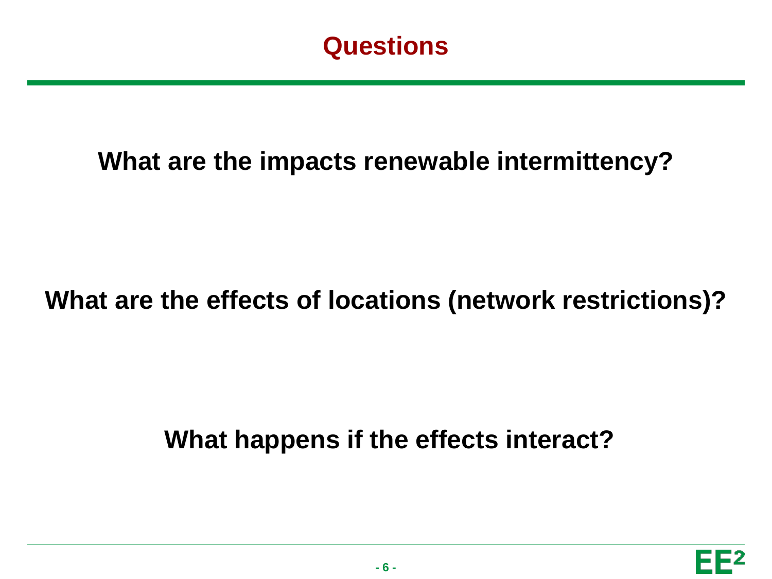# Questions

**What are the impacts renewable intermittency?**

**What are the effects of locations (network restrictions)?**

**What happens if the effects interact?**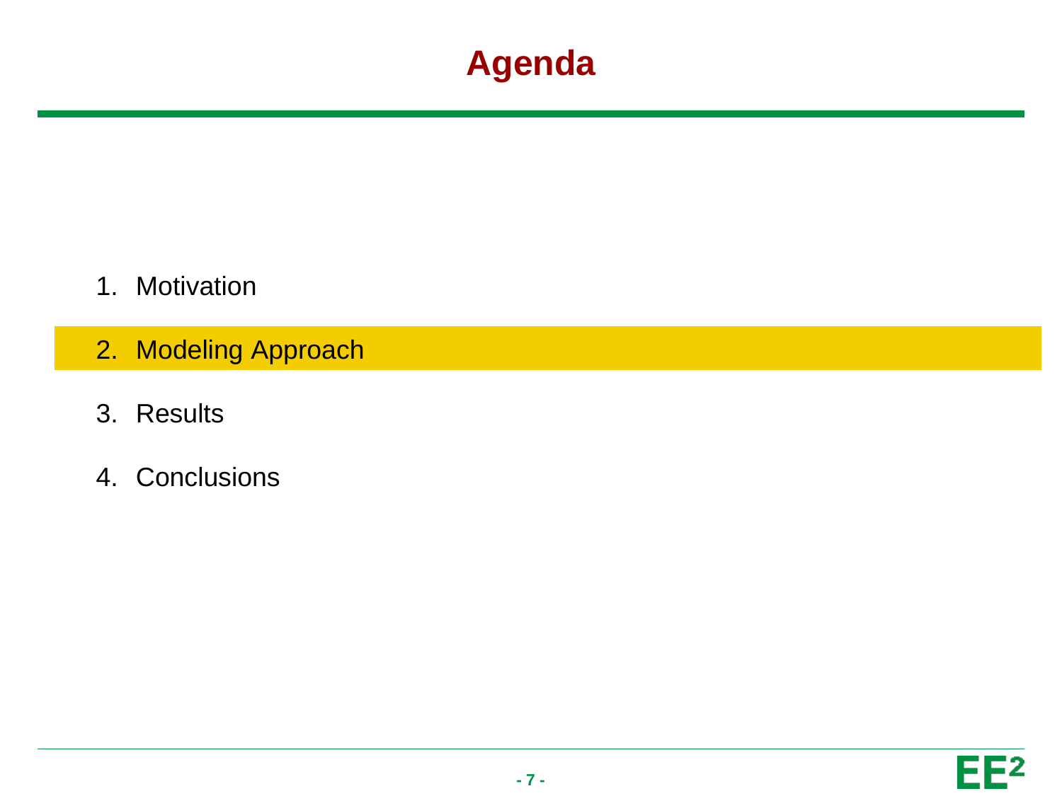# Agenda

1. Motivation
2. Modeling Approach
3. Results
4. Conclusions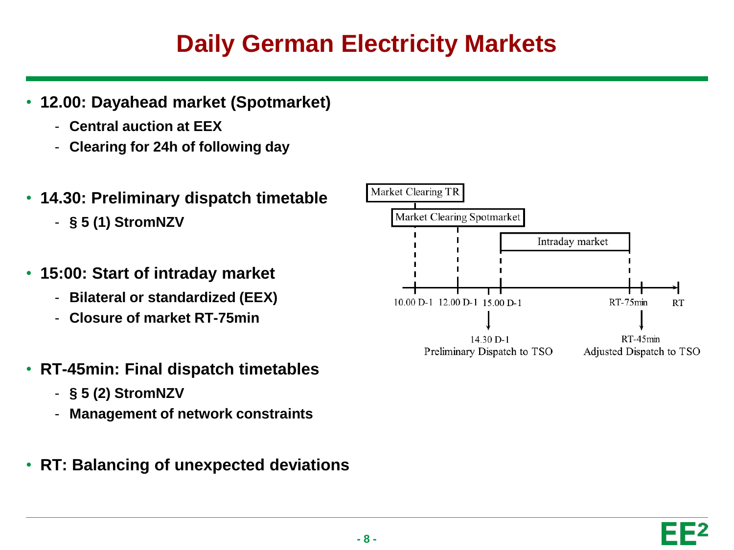# Daily German Electricity Markets

- **12.00: Dayahead market (Spotmarket)**
  - **Central auction at EEX**
  - **Clearing for 24h of following day**

- **14.30: Preliminary dispatch timetable**
  - **§ 5 (1) StromNZV**

- **15:00: Start of intraday market**
  - **Bilateral or standardized (EEX)**
  - **Closure of market RT-75min**

- **RT-45min: Final dispatch timetables**
  - **§ 5 (2) StromNZV**
  - **Management of network constraints**

- **RT: Balancing of unexpected deviations**

Market Clearing TR

Market Clearing Spotmarket

Intraday market

10.00 D-1 12.00 D-1 15.00 D-1 RT-75min RT

14.30 D-1
Preliminary Dispatch to TSO

RT-45min
Adjusted Dispatch to TSO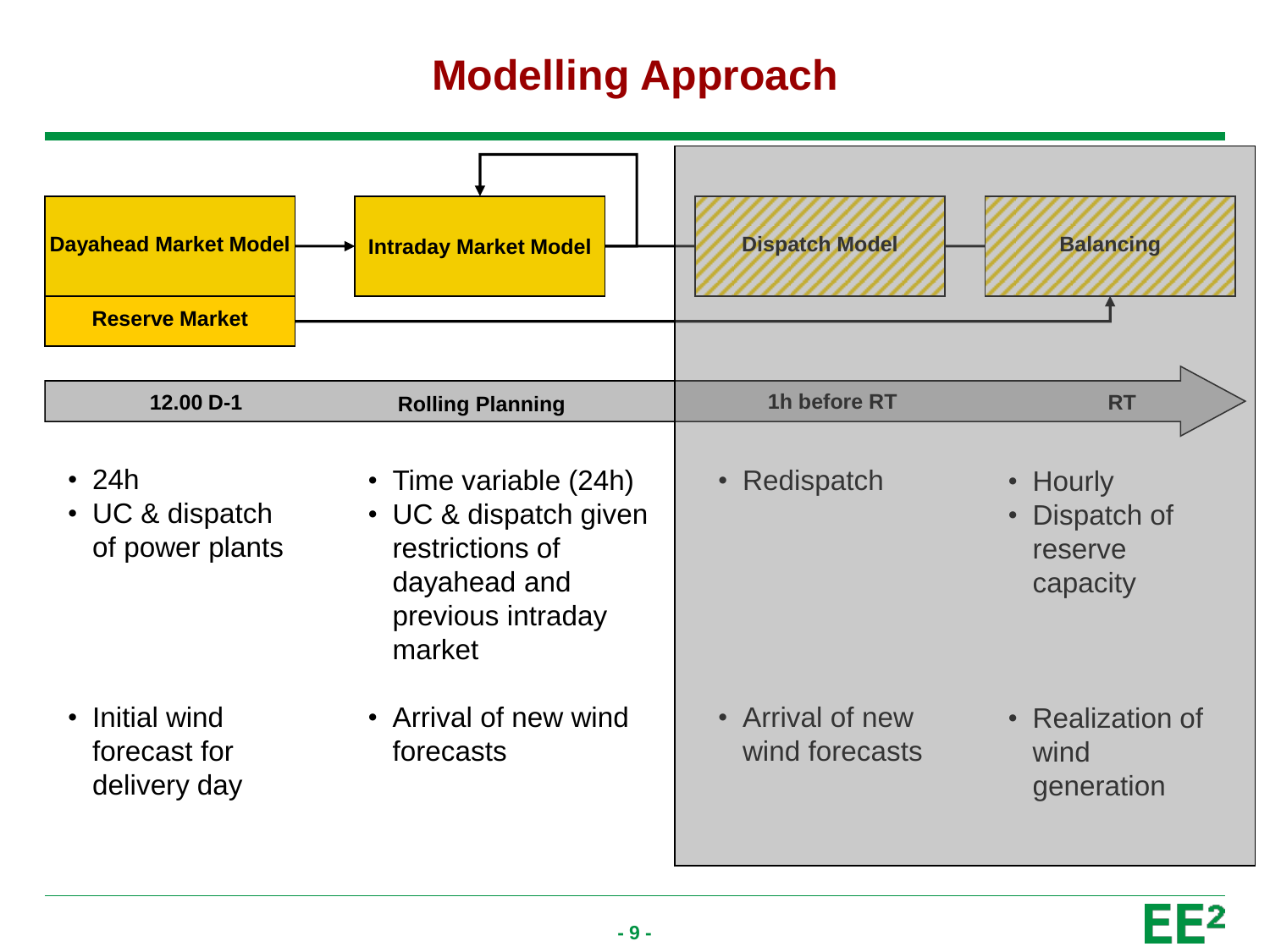# Modelling Approach

| Dayahead Market Model / Reserve Market | Intraday Market Model | Dispatch Model | Balancing |
| --- | --- | --- | --- |
| **12.00 D-1** | **Rolling Planning** | **1h before RT** | **RT** |
| • 24h<br>• UC & dispatch of power plants | • Time variable (24h)<br>• UC & dispatch given restrictions of dayahead and previous intraday market | • Redispatch | • Hourly<br>• Dispatch of reserve capacity |
| • Initial wind forecast for delivery day | • Arrival of new wind forecasts | • Arrival of new wind forecasts | • Realization of wind generation |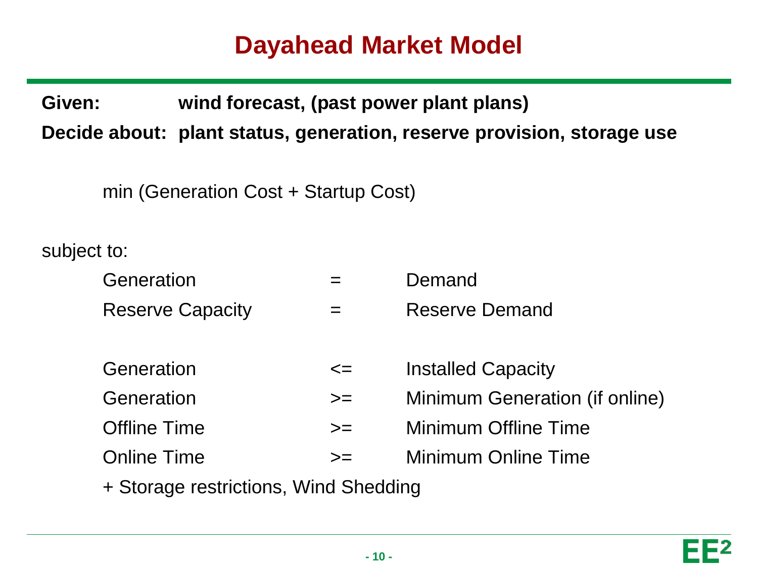# Dayahead Market Model

**Given:** **wind forecast, (past power plant plans)**

**Decide about:** **plant status, generation, reserve provision, storage use**

min (Generation Cost + Startup Cost)

subject to:

| | | |
|---|---|---|
| Generation | = | Demand |
| Reserve Capacity | = | Reserve Demand |
| | | |
| Generation | <= | Installed Capacity |
| Generation | >= | Minimum Generation (if online) |
| Offline Time | >= | Minimum Offline Time |
| Online Time | >= | Minimum Online Time |

+ Storage restrictions, Wind Shedding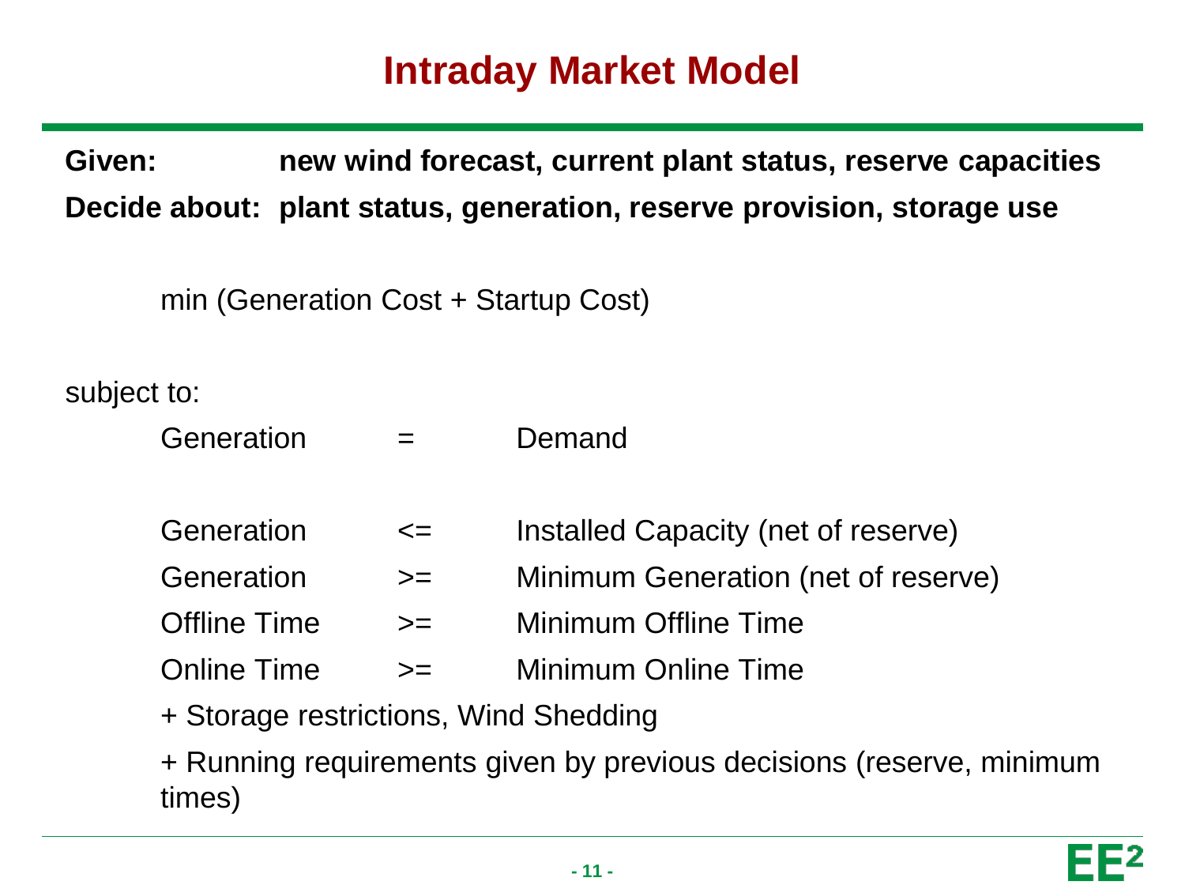# Intraday Market Model

**Given:** **new wind forecast, current plant status, reserve capacities**

**Decide about:** **plant status, generation, reserve provision, storage use**

min (Generation Cost + Startup Cost)

subject to:

| | | |
|---|---|---|
| Generation | = | Demand |
| Generation | <= | Installed Capacity (net of reserve) |
| Generation | >= | Minimum Generation (net of reserve) |
| Offline Time | >= | Minimum Offline Time |
| Online Time | >= | Minimum Online Time |

+ Storage restrictions, Wind Shedding

+ Running requirements given by previous decisions (reserve, minimum times)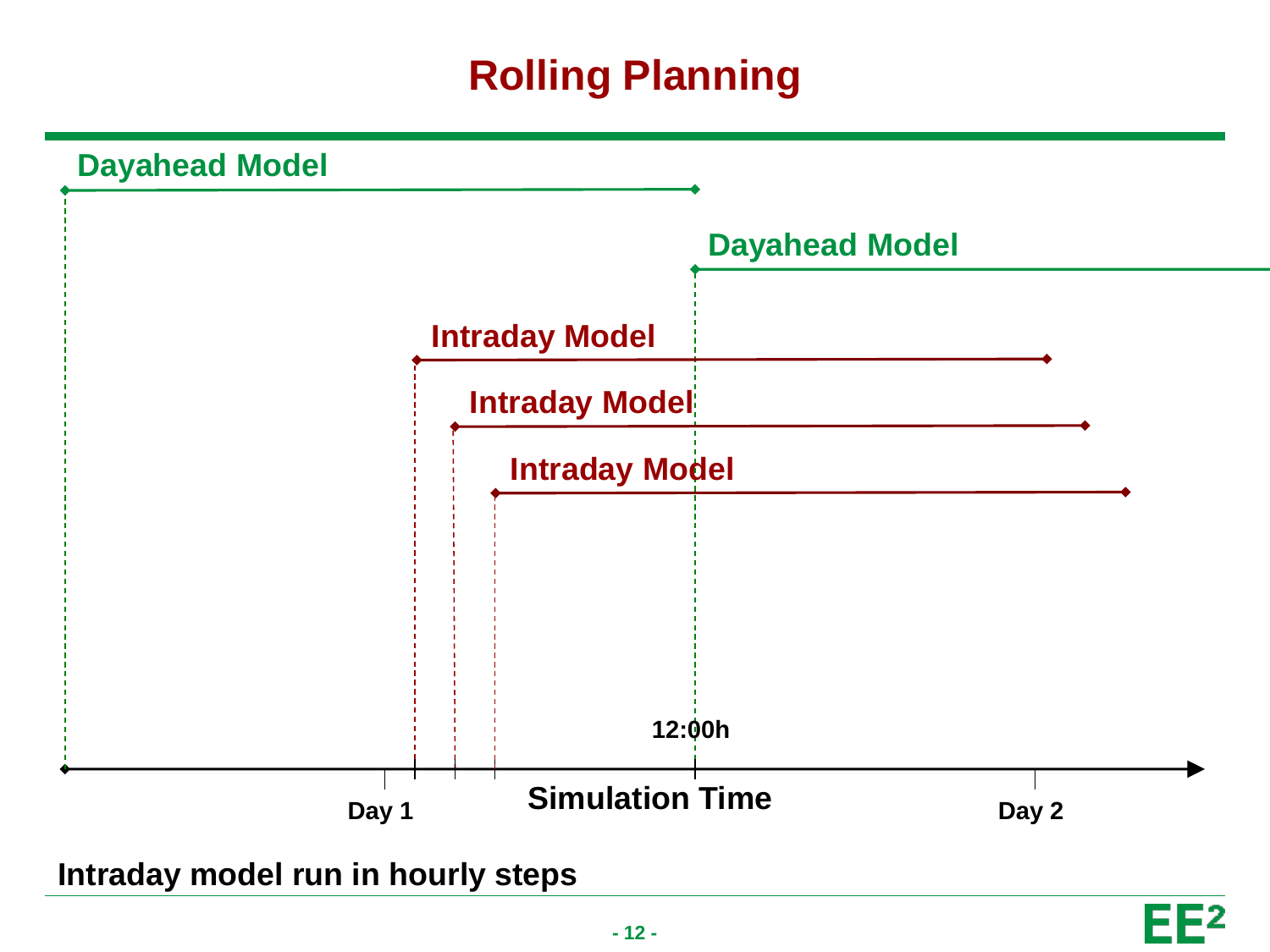# Rolling Planning

Dayahead Model

Dayahead Model

Intraday Model

Intraday Model

Intraday Model

12:00h

Day 1

Simulation Time

Day 2

**Intraday model run in hourly steps**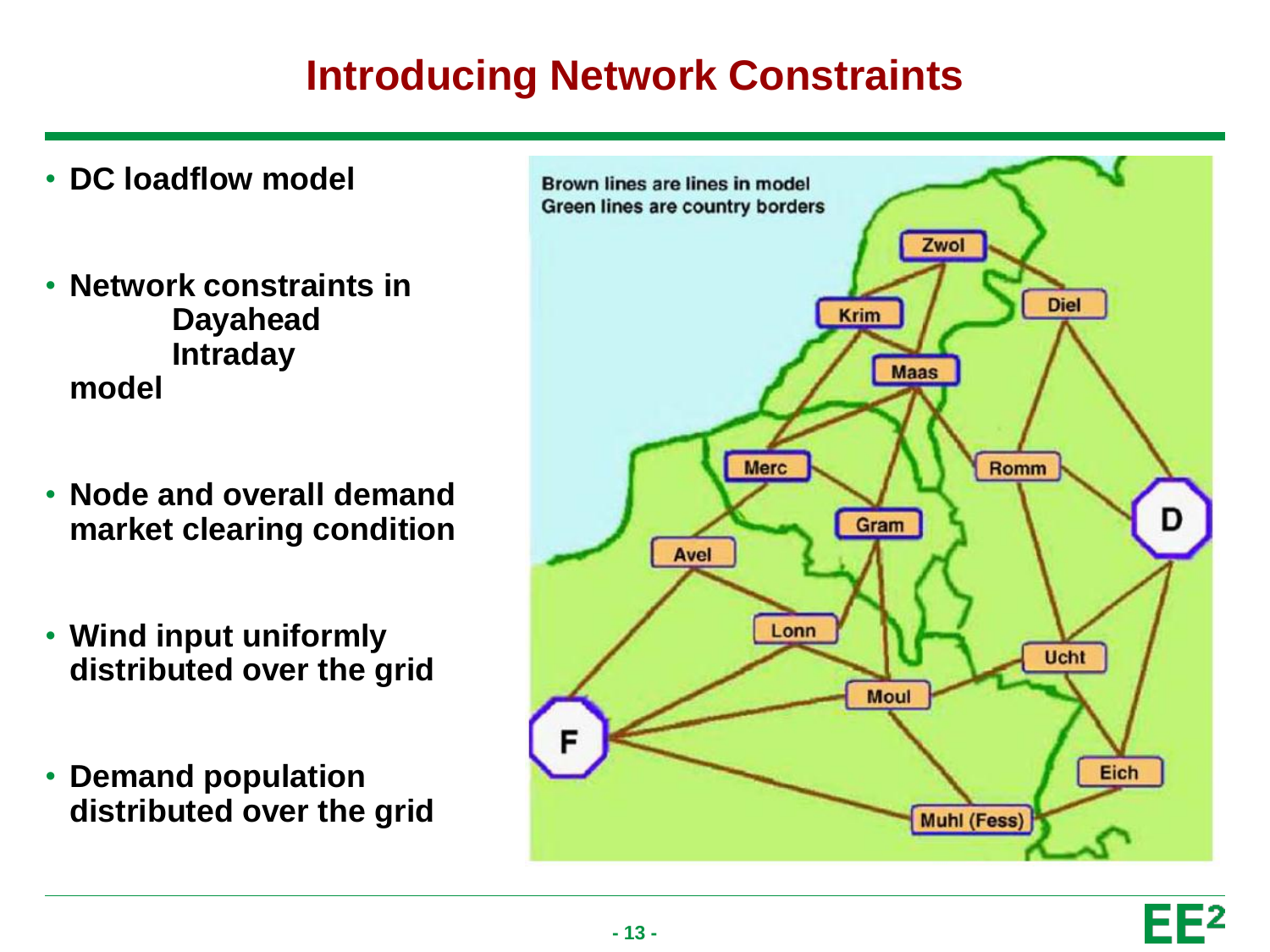# Introducing Network Constraints

- DC loadflow model
- Network constraints in
  - Dayahead
  - Intraday

  model
- Node and overall demand market clearing condition
- Wind input uniformly distributed over the grid
- Demand population distributed over the grid

Brown lines are lines in model
Green lines are country borders

Zwol, Diel, Krim, Maas, Merc, Romm, D, Gram, Avel, Lonn, Ucht, Moul, F, Eich, Muhl (Fess)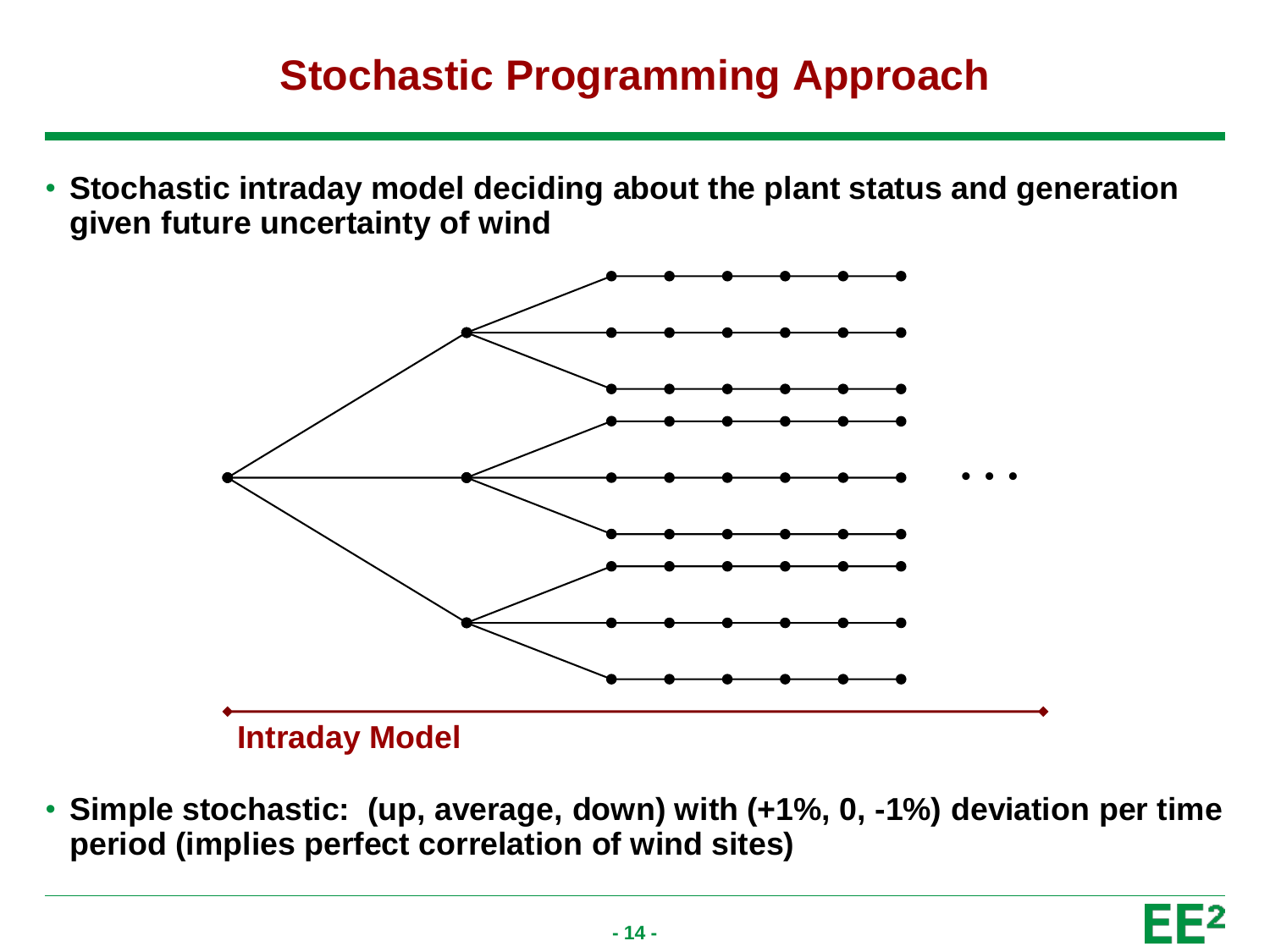# Stochastic Programming Approach

- **Stochastic intraday model deciding about the plant status and generation given future uncertainty of wind**

**Intraday Model**

- **Simple stochastic: (up, average, down) with (+1%, 0, -1%) deviation per time period (implies perfect correlation of wind sites)**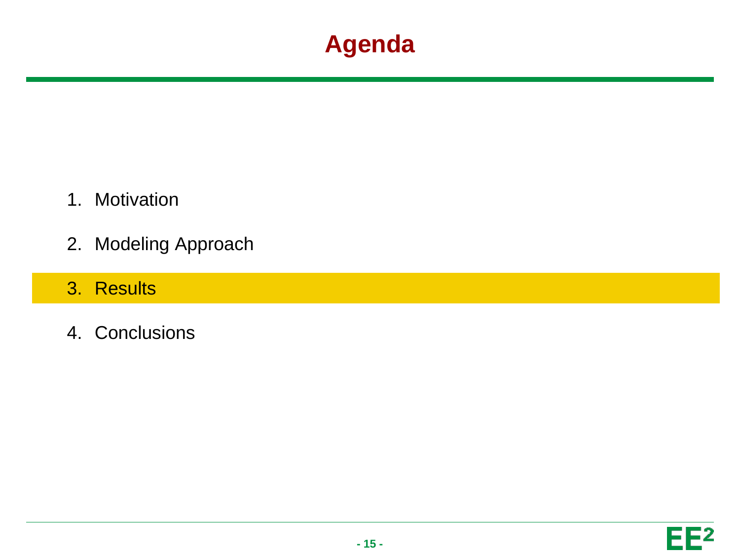# Agenda

1. Motivation
2. Modeling Approach
3. **Results**
4. Conclusions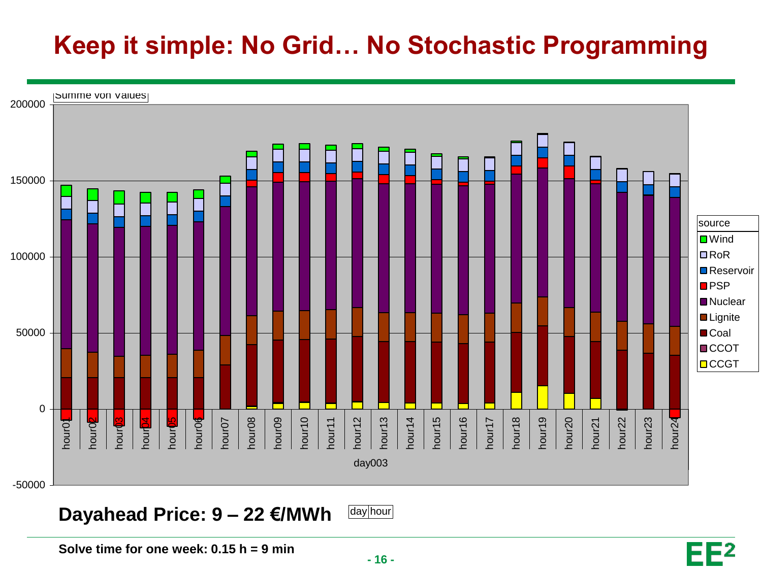# Keep it simple: No Grid… No Stochastic Programming

Summe von Values

source: Wind, RoR, Reservoir, PSP, Nuclear, Lignite, Coal, CCOT, CCGT

day003

**Dayahead Price: 9 – 22 €/MWh**

day | hour

**Solve time for one week: 0.15 h = 9 min**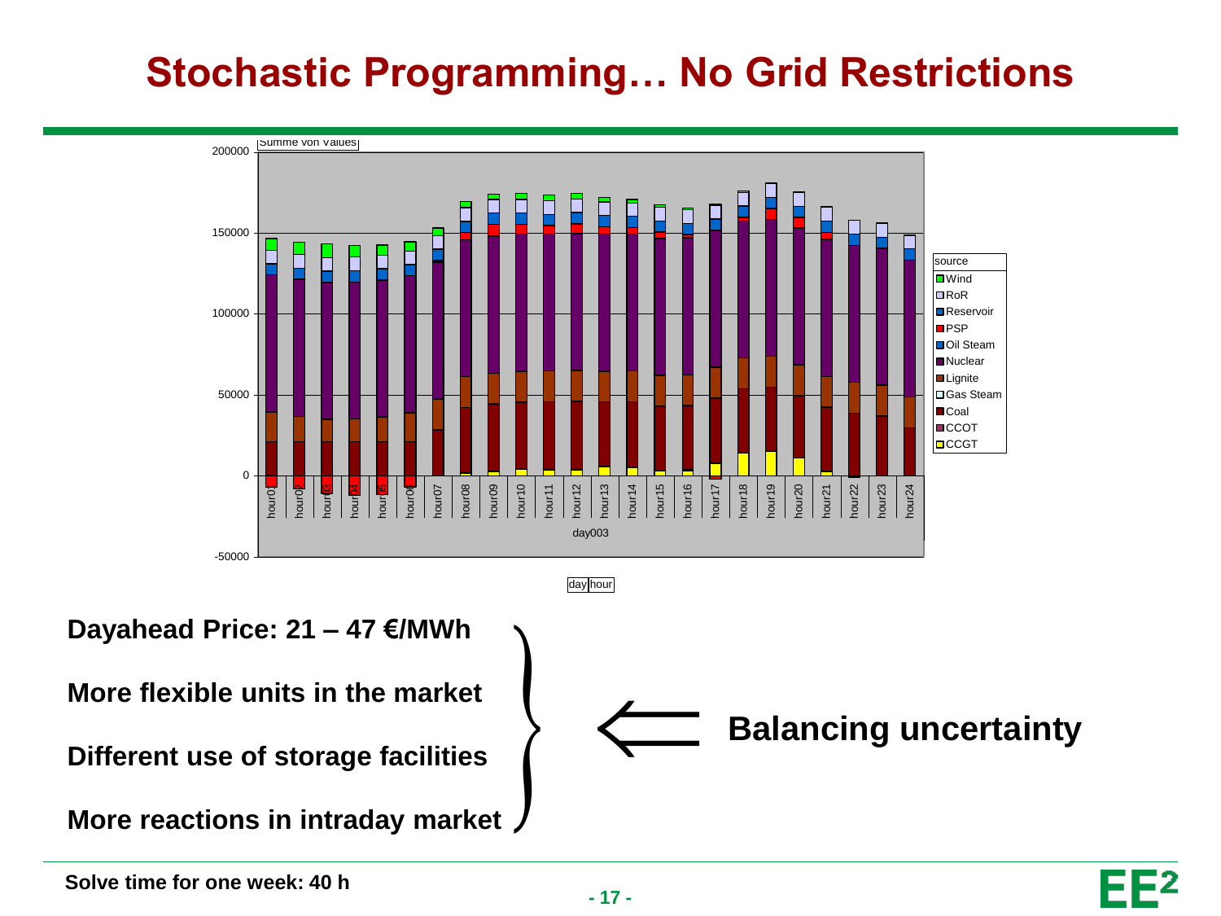# Stochastic Programming… No Grid Restrictions

**Dayahead Price: 21 – 47 €/MWh**

**More flexible units in the market**

**Different use of storage facilities**

**More reactions in intraday market**

⟸ **Balancing uncertainty**

**Solve time for one week: 40 h**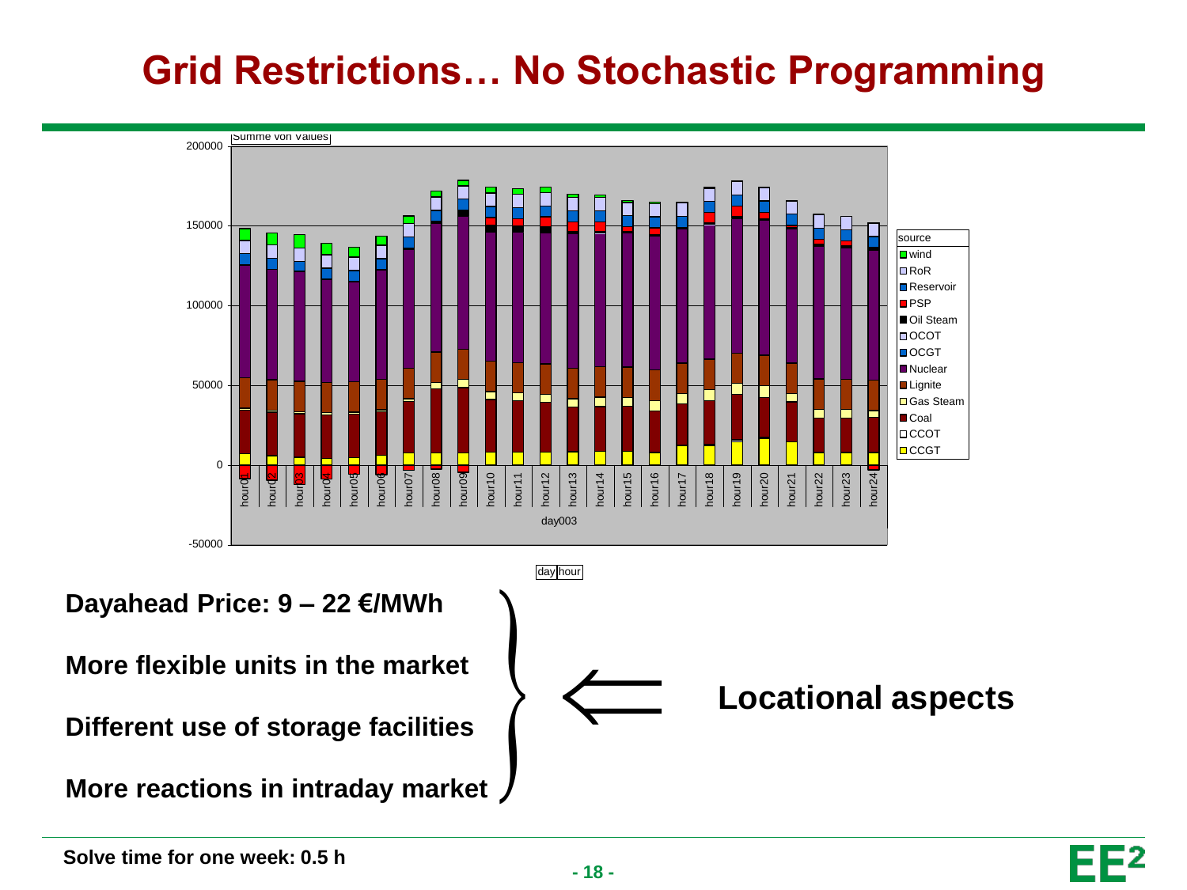# Grid Restrictions… No Stochastic Programming

Summe von Values

source: wind, RoR, Reservoir, PSP, Oil Steam, OCOT, OCGT, Nuclear, Lignite, Gas Steam, Coal, CCOT, CCGT

day003

day | hour

**Dayahead Price: 9 – 22 €/MWh**

**More flexible units in the market**

**Different use of storage facilities**

**More reactions in intraday market**

⟸ **Locational aspects**

**Solve time for one week: 0.5 h**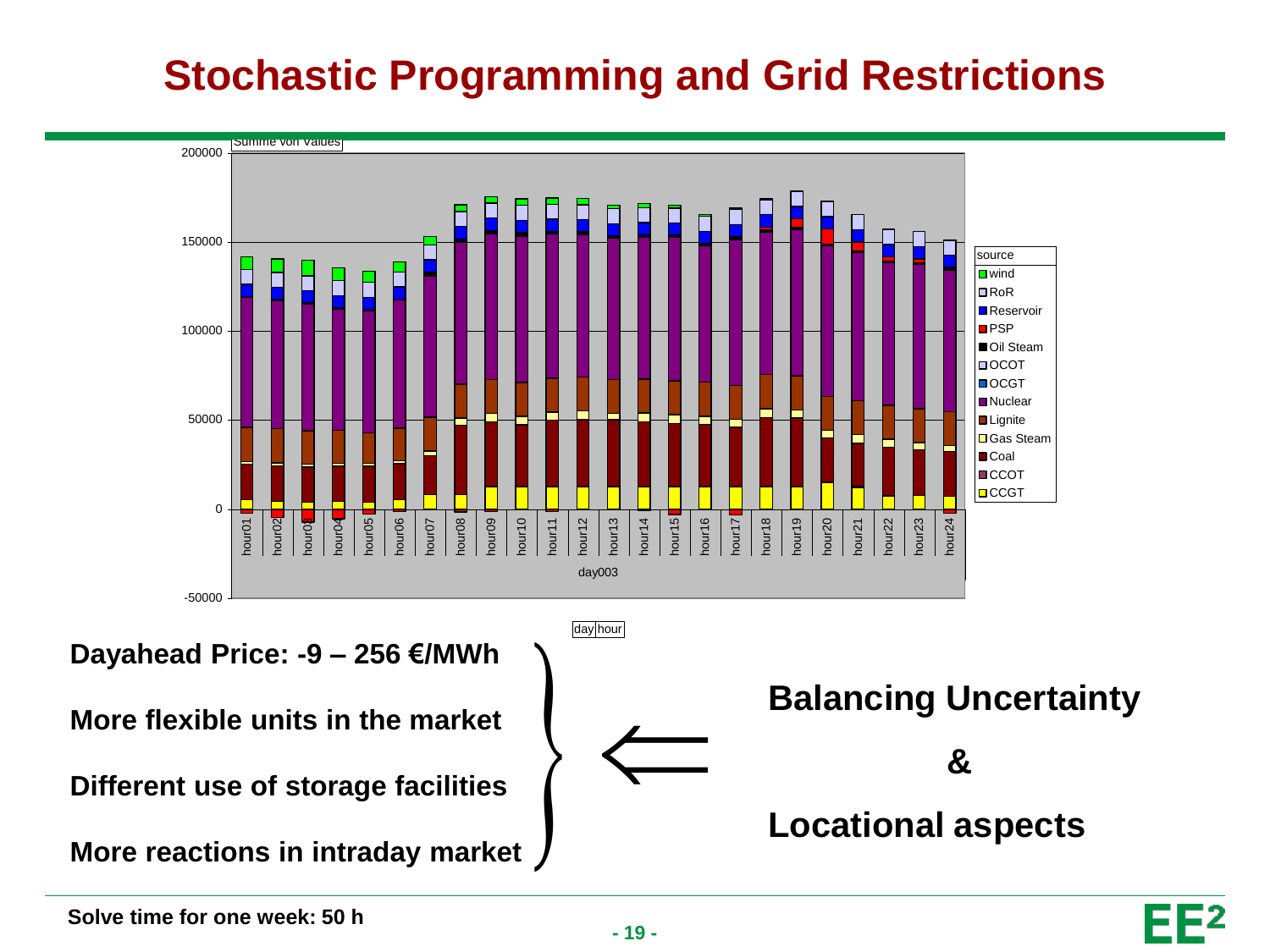# Stochastic Programming and Grid Restrictions

Summe von Values

source: wind, RoR, Reservoir, PSP, Oil Steam, OCOT, OCGT, Nuclear, Lignite, Gas Steam, Coal, CCOT, CCGT

day003

day | hour

**Dayahead Price: -9 – 256 €/MWh**

**More flexible units in the market**

**Different use of storage facilities**

**More reactions in intraday market**

$\Longleftarrow$

**Balancing Uncertainty**

**&**

**Locational aspects**

**Solve time for one week: 50 h**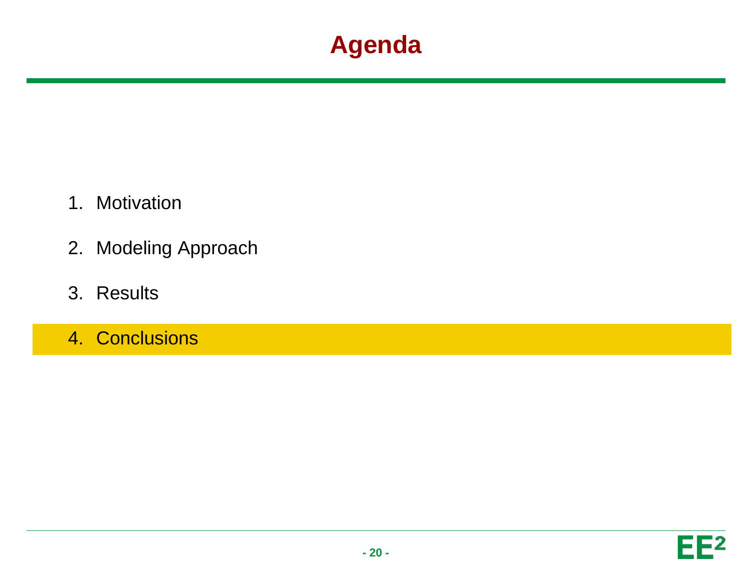# Agenda

1. Motivation

2. Modeling Approach

3. Results

4. Conclusions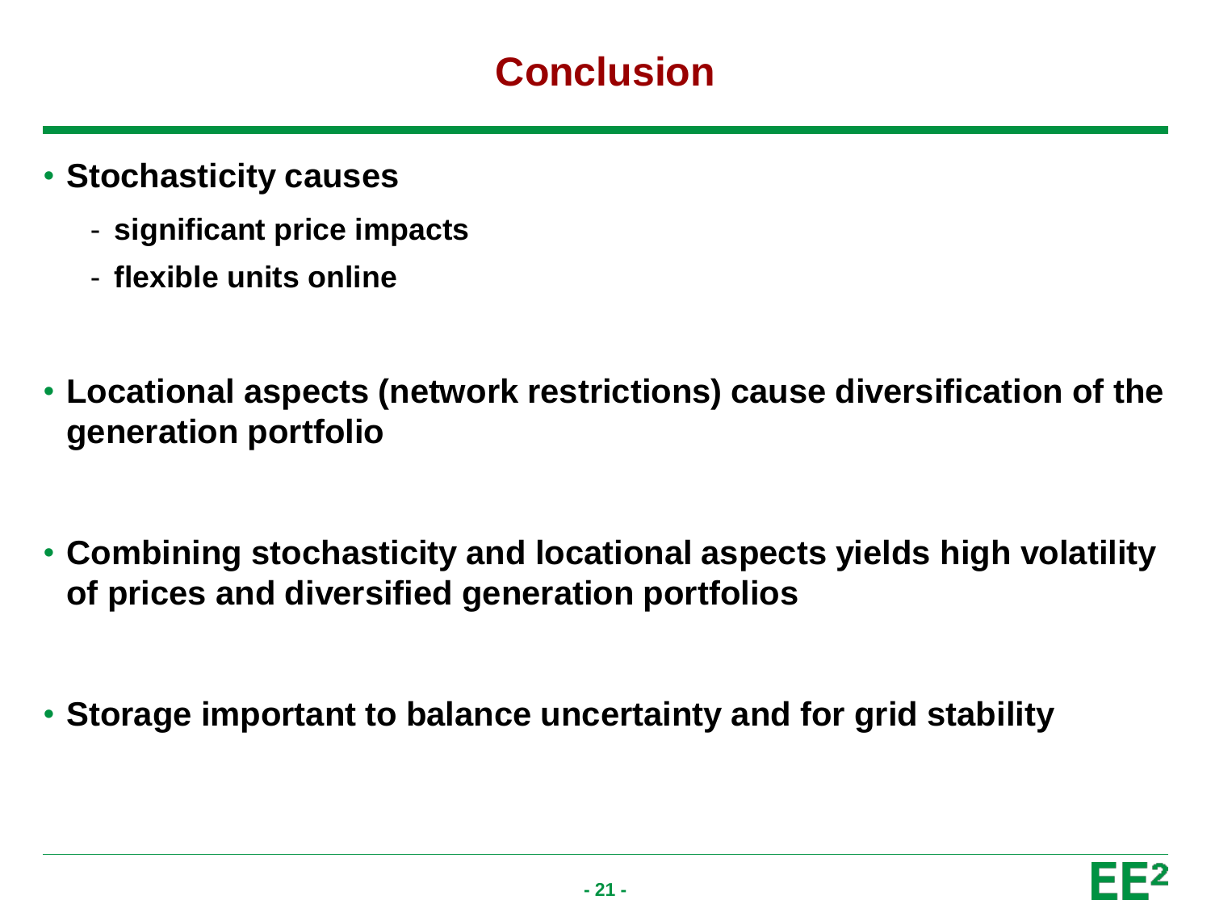# Conclusion

- **Stochasticity causes**
  - **significant price impacts**
  - **flexible units online**

- **Locational aspects (network restrictions) cause diversification of the generation portfolio**

- **Combining stochasticity and locational aspects yields high volatility of prices and diversified generation portfolios**

- **Storage important to balance uncertainty and for grid stability**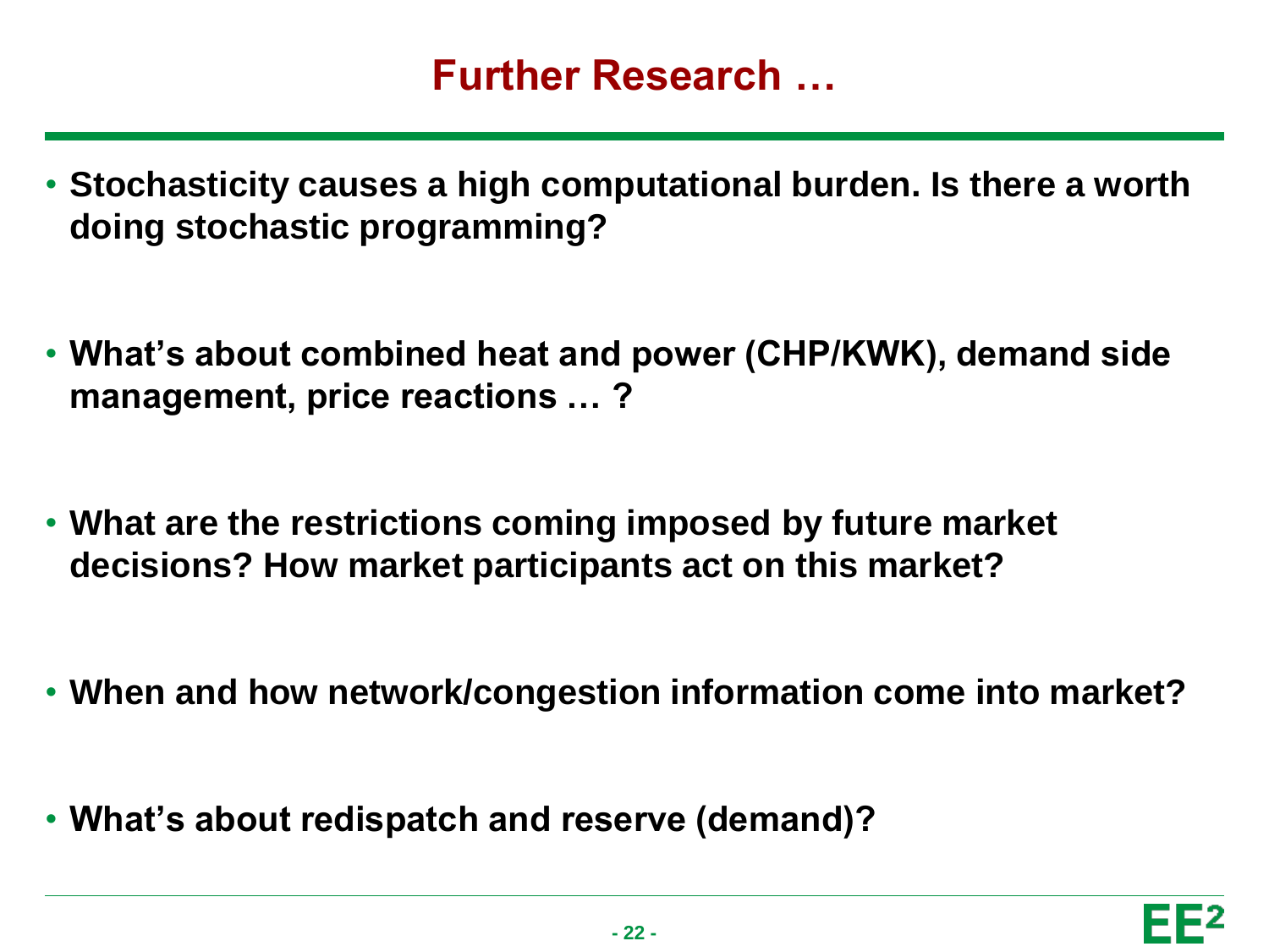# Further Research …

- **Stochasticity causes a high computational burden. Is there a worth doing stochastic programming?**

- **What's about combined heat and power (CHP/KWK), demand side management, price reactions … ?**

- **What are the restrictions coming imposed by future market decisions? How market participants act on this market?**

- **When and how network/congestion information come into market?**

- **What's about redispatch and reserve (demand)?**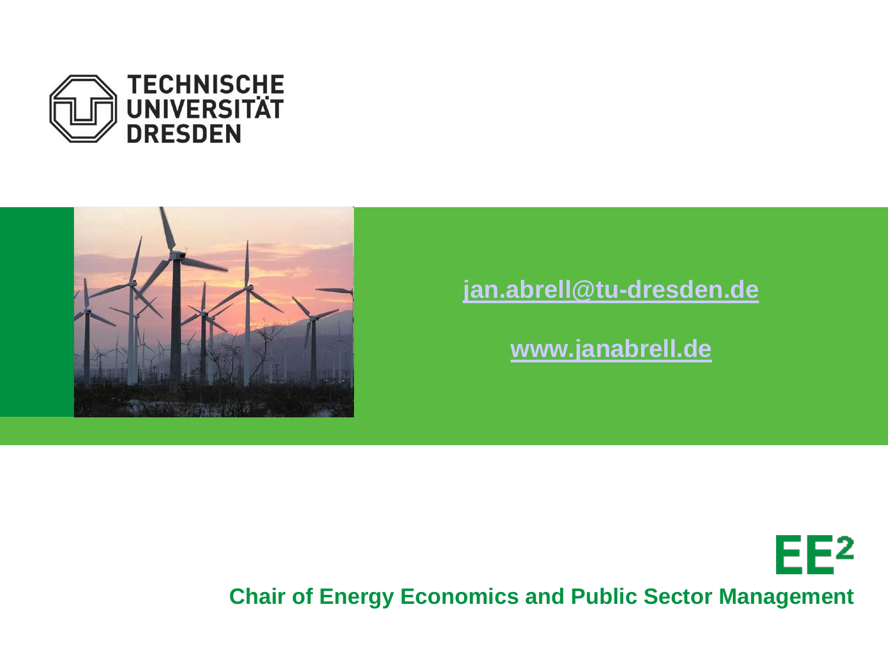TECHNISCHE UNIVERSITÄT DRESDEN

jan.abrell@tu-dresden.de

www.janabrell.de

EE²

**Chair of Energy Economics and Public Sector Management**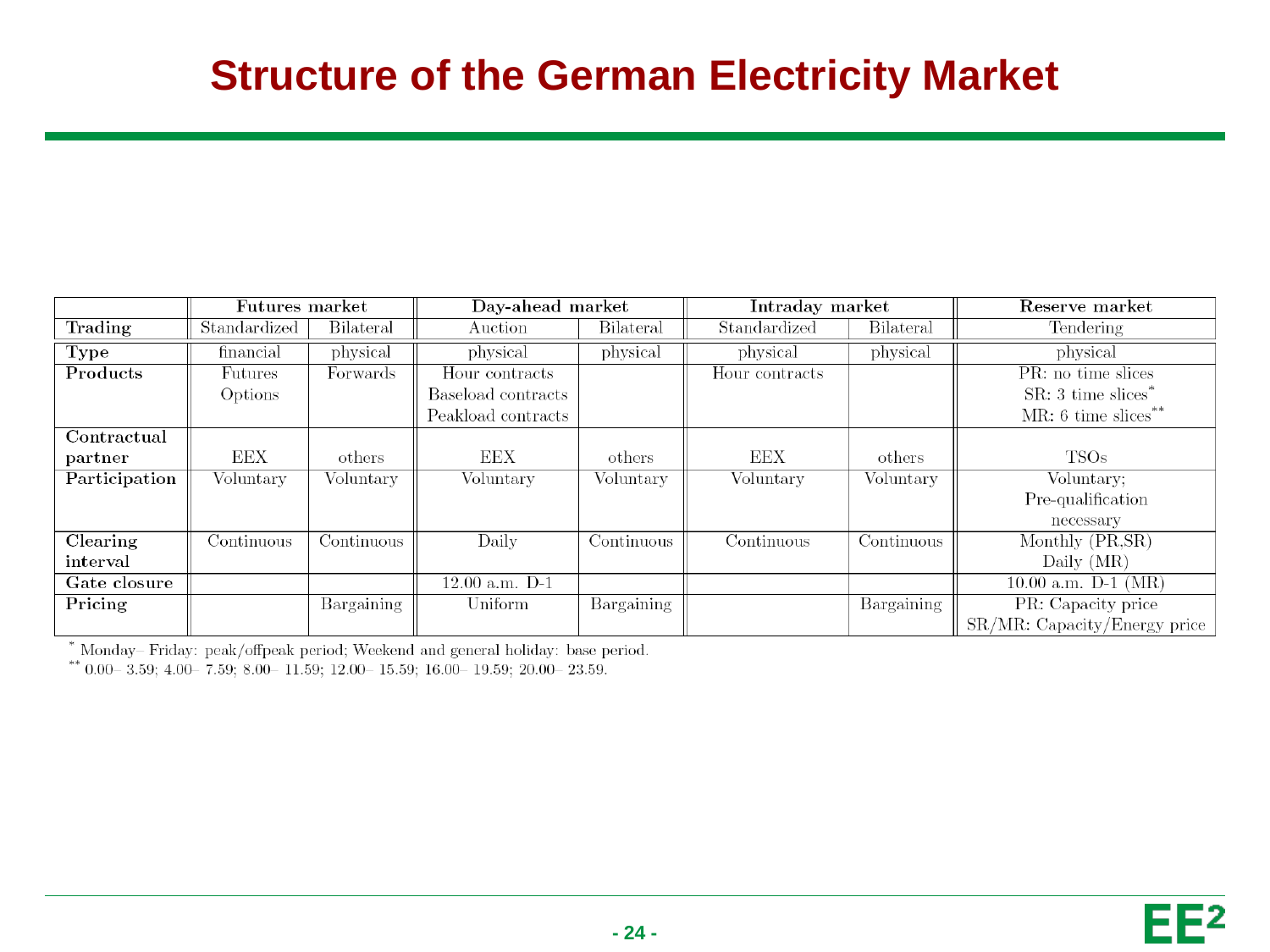# Structure of the German Electricity Market

| | Futures market | | Day-ahead market | | Intraday market | | Reserve market |
|---|---|---|---|---|---|---|---|
| **Trading** | Standardized | Bilateral | Auction | Bilateral | Standardized | Bilateral | Tendering |
| **Type** | financial | physical | physical | physical | physical | physical | physical |
| **Products** | Futures<br>Options | Forwards | Hour contracts<br>Baseload contracts<br>Peakload contracts | | Hour contracts | | PR: no time slices<br>SR: 3 time slices*<br>MR: 6 time slices** |
| **Contractual partner** | EEX | others | EEX | others | EEX | others | TSOs |
| **Participation** | Voluntary | Voluntary | Voluntary | Voluntary | Voluntary | Voluntary | Voluntary;<br>Pre-qualification necessary |
| **Clearing interval** | Continuous | Continuous | Daily | Continuous | Continuous | Continuous | Monthly (PR,SR)<br>Daily (MR) |
| **Gate closure** | | | 12.00 a.m. D-1 | | | | 10.00 a.m. D-1 (MR) |
| **Pricing** | | Bargaining | Uniform | Bargaining | | Bargaining | PR: Capacity price<br>SR/MR: Capacity/Energy price |

\* Monday– Friday: peak/offpeak period; Weekend and general holiday: base period.

\*\* 0.00– 3.59; 4.00– 7.59; 8.00– 11.59; 12.00– 15.59; 16.00– 19.59; 20.00– 23.59.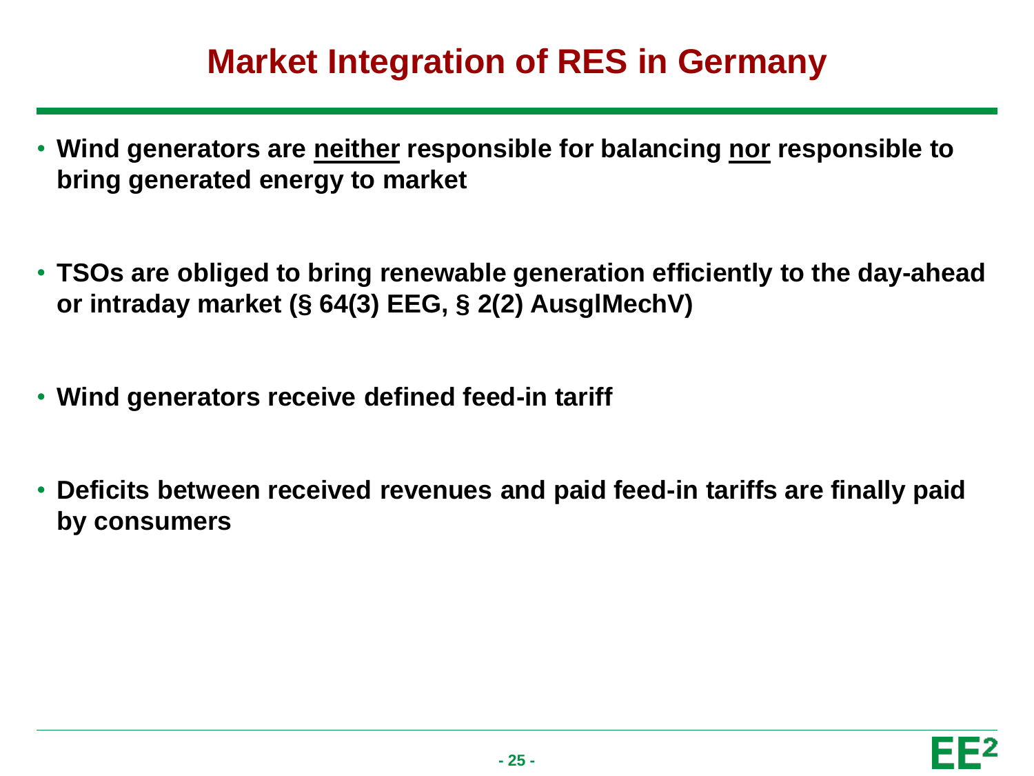# Market Integration of RES in Germany

- **Wind generators are <u>neither</u> responsible for balancing <u>nor</u> responsible to bring generated energy to market**
- **TSOs are obliged to bring renewable generation efficiently to the day-ahead or intraday market (§ 64(3) EEG, § 2(2) AusglMechV)**
- **Wind generators receive defined feed-in tariff**
- **Deficits between received revenues and paid feed-in tariffs are finally paid by consumers**